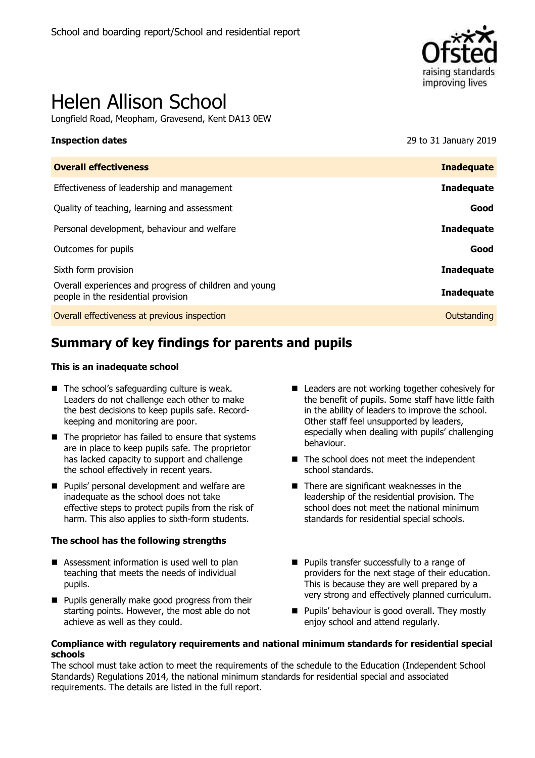School and boarding report/School and residential report

# Helen Allison School

Longfield Road, Meopham, Gravesend, Kent DA13 0EW

| **Inspection dates** | 29 to 31 January 2019 |
|---|---|
| **Overall effectiveness** | **Inadequate** |
| Effectiveness of leadership and management | **Inadequate** |
| Quality of teaching, learning and assessment | **Good** |
| Personal development, behaviour and welfare | **Inadequate** |
| Outcomes for pupils | **Good** |
| Sixth form provision | **Inadequate** |
| Overall experiences and progress of children and young people in the residential provision | **Inadequate** |
| Overall effectiveness at previous inspection | Outstanding |

## Summary of key findings for parents and pupils

**This is an inadequate school**

- The school's safeguarding culture is weak. Leaders do not challenge each other to make the best decisions to keep pupils safe. Record-keeping and monitoring are poor.
- The proprietor has failed to ensure that systems are in place to keep pupils safe. The proprietor has lacked capacity to support and challenge the school effectively in recent years.
- Pupils' personal development and welfare are inadequate as the school does not take effective steps to protect pupils from the risk of harm. This also applies to sixth-form students.
- Leaders are not working together cohesively for the benefit of pupils. Some staff have little faith in the ability of leaders to improve the school. Other staff feel unsupported by leaders, especially when dealing with pupils' challenging behaviour.
- The school does not meet the independent school standards.
- There are significant weaknesses in the leadership of the residential provision. The school does not meet the national minimum standards for residential special schools.

**The school has the following strengths**

- Assessment information is used well to plan teaching that meets the needs of individual pupils.
- Pupils generally make good progress from their starting points. However, the most able do not achieve as well as they could.
- Pupils transfer successfully to a range of providers for the next stage of their education. This is because they are well prepared by a very strong and effectively planned curriculum.
- Pupils' behaviour is good overall. They mostly enjoy school and attend regularly.

**Compliance with regulatory requirements and national minimum standards for residential special schools**

The school must take action to meet the requirements of the schedule to the Education (Independent School Standards) Regulations 2014, the national minimum standards for residential special and associated requirements. The details are listed in the full report.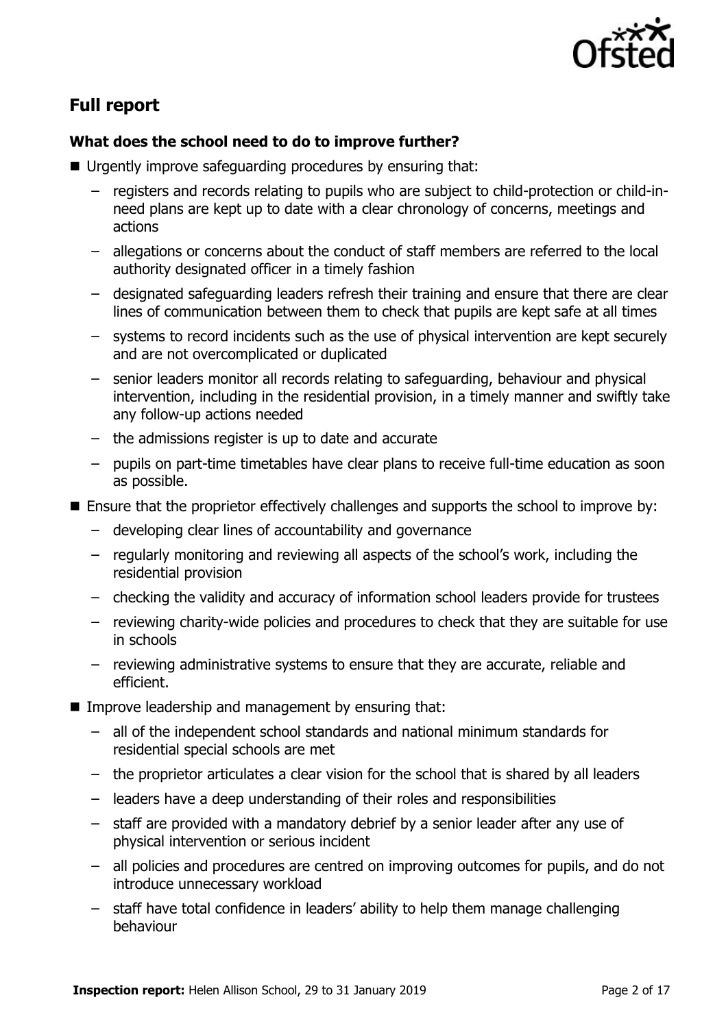## Full report

### What does the school need to do to improve further?

- Urgently improve safeguarding procedures by ensuring that:
  - registers and records relating to pupils who are subject to child-protection or child-in-need plans are kept up to date with a clear chronology of concerns, meetings and actions
  - allegations or concerns about the conduct of staff members are referred to the local authority designated officer in a timely fashion
  - designated safeguarding leaders refresh their training and ensure that there are clear lines of communication between them to check that pupils are kept safe at all times
  - systems to record incidents such as the use of physical intervention are kept securely and are not overcomplicated or duplicated
  - senior leaders monitor all records relating to safeguarding, behaviour and physical intervention, including in the residential provision, in a timely manner and swiftly take any follow-up actions needed
  - the admissions register is up to date and accurate
  - pupils on part-time timetables have clear plans to receive full-time education as soon as possible.
- Ensure that the proprietor effectively challenges and supports the school to improve by:
  - developing clear lines of accountability and governance
  - regularly monitoring and reviewing all aspects of the school's work, including the residential provision
  - checking the validity and accuracy of information school leaders provide for trustees
  - reviewing charity-wide policies and procedures to check that they are suitable for use in schools
  - reviewing administrative systems to ensure that they are accurate, reliable and efficient.
- Improve leadership and management by ensuring that:
  - all of the independent school standards and national minimum standards for residential special schools are met
  - the proprietor articulates a clear vision for the school that is shared by all leaders
  - leaders have a deep understanding of their roles and responsibilities
  - staff are provided with a mandatory debrief by a senior leader after any use of physical intervention or serious incident
  - all policies and procedures are centred on improving outcomes for pupils, and do not introduce unnecessary workload
  - staff have total confidence in leaders' ability to help them manage challenging behaviour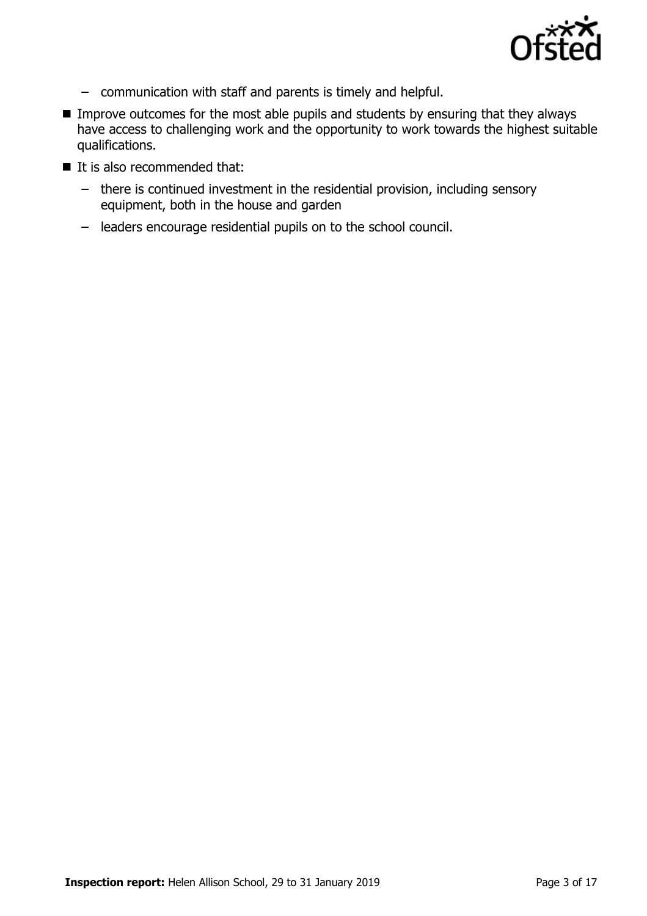- communication with staff and parents is timely and helpful.

- Improve outcomes for the most able pupils and students by ensuring that they always have access to challenging work and the opportunity to work towards the highest suitable qualifications.
- It is also recommended that:
  - there is continued investment in the residential provision, including sensory equipment, both in the house and garden
  - leaders encourage residential pupils on to the school council.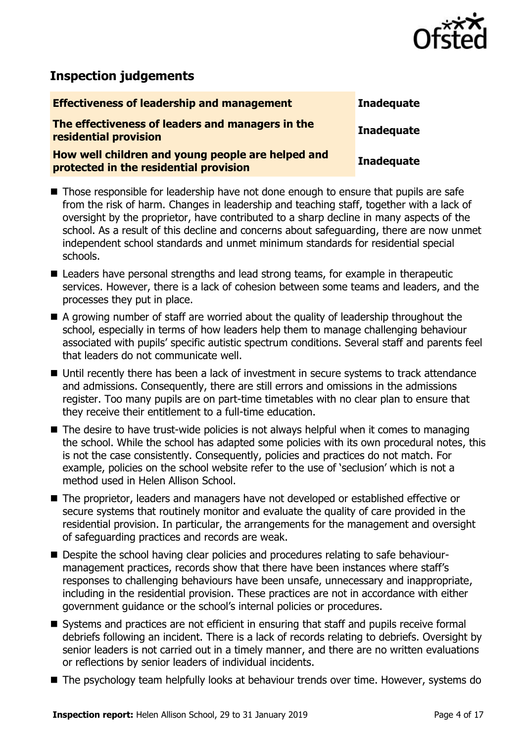## Inspection judgements

| Effectiveness of leadership and management | Inadequate |
| --- | --- |
| The effectiveness of leaders and managers in the residential provision | Inadequate |
| How well children and young people are helped and protected in the residential provision | Inadequate |

- Those responsible for leadership have not done enough to ensure that pupils are safe from the risk of harm. Changes in leadership and teaching staff, together with a lack of oversight by the proprietor, have contributed to a sharp decline in many aspects of the school. As a result of this decline and concerns about safeguarding, there are now unmet independent school standards and unmet minimum standards for residential special schools.
- Leaders have personal strengths and lead strong teams, for example in therapeutic services. However, there is a lack of cohesion between some teams and leaders, and the processes they put in place.
- A growing number of staff are worried about the quality of leadership throughout the school, especially in terms of how leaders help them to manage challenging behaviour associated with pupils' specific autistic spectrum conditions. Several staff and parents feel that leaders do not communicate well.
- Until recently there has been a lack of investment in secure systems to track attendance and admissions. Consequently, there are still errors and omissions in the admissions register. Too many pupils are on part-time timetables with no clear plan to ensure that they receive their entitlement to a full-time education.
- The desire to have trust-wide policies is not always helpful when it comes to managing the school. While the school has adapted some policies with its own procedural notes, this is not the case consistently. Consequently, policies and practices do not match. For example, policies on the school website refer to the use of 'seclusion' which is not a method used in Helen Allison School.
- The proprietor, leaders and managers have not developed or established effective or secure systems that routinely monitor and evaluate the quality of care provided in the residential provision. In particular, the arrangements for the management and oversight of safeguarding practices and records are weak.
- Despite the school having clear policies and procedures relating to safe behaviour-management practices, records show that there have been instances where staff's responses to challenging behaviours have been unsafe, unnecessary and inappropriate, including in the residential provision. These practices are not in accordance with either government guidance or the school's internal policies or procedures.
- Systems and practices are not efficient in ensuring that staff and pupils receive formal debriefs following an incident. There is a lack of records relating to debriefs. Oversight by senior leaders is not carried out in a timely manner, and there are no written evaluations or reflections by senior leaders of individual incidents.
- The psychology team helpfully looks at behaviour trends over time. However, systems do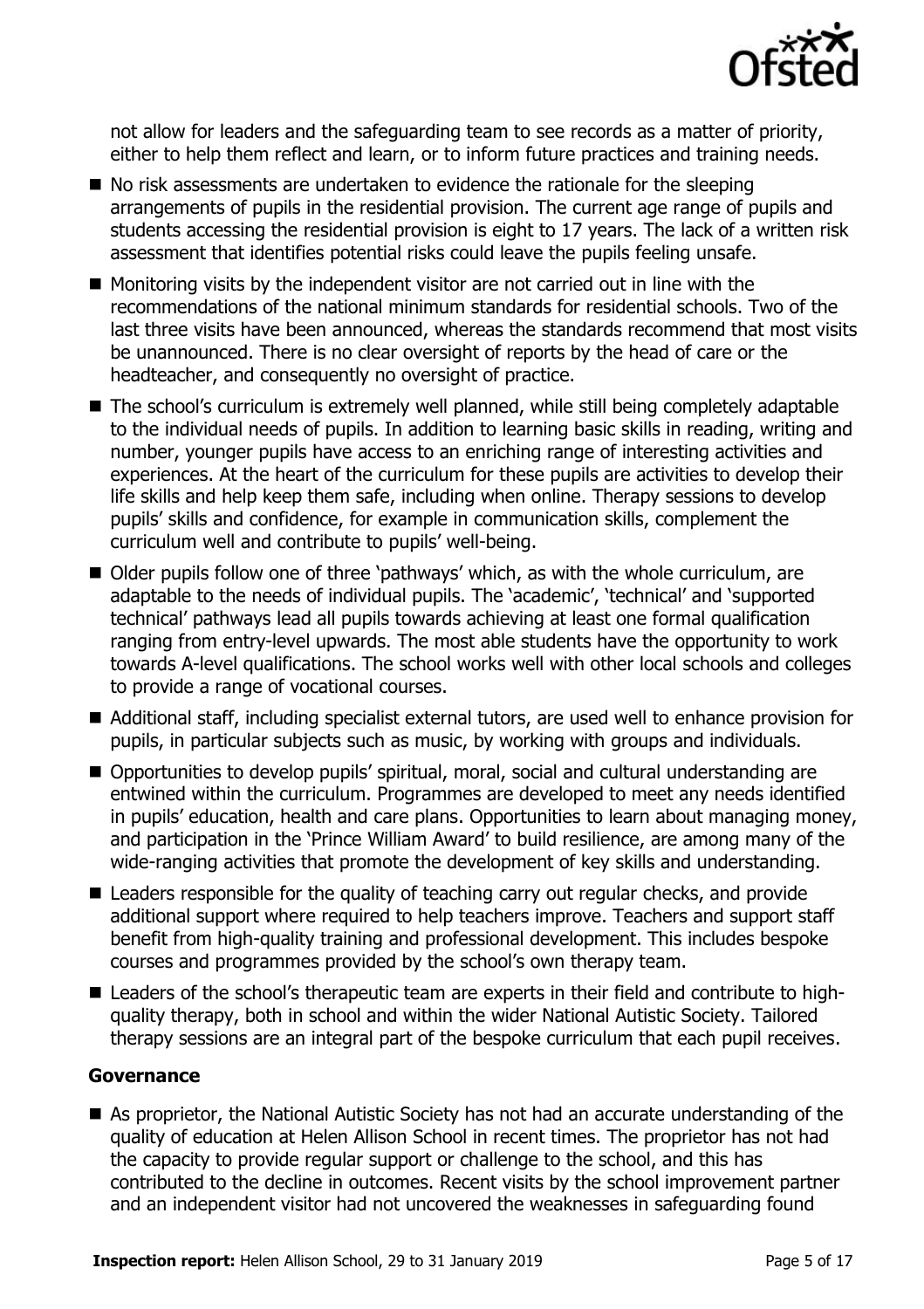not allow for leaders and the safeguarding team to see records as a matter of priority, either to help them reflect and learn, or to inform future practices and training needs.

- No risk assessments are undertaken to evidence the rationale for the sleeping arrangements of pupils in the residential provision. The current age range of pupils and students accessing the residential provision is eight to 17 years. The lack of a written risk assessment that identifies potential risks could leave the pupils feeling unsafe.
- Monitoring visits by the independent visitor are not carried out in line with the recommendations of the national minimum standards for residential schools. Two of the last three visits have been announced, whereas the standards recommend that most visits be unannounced. There is no clear oversight of reports by the head of care or the headteacher, and consequently no oversight of practice.
- The school's curriculum is extremely well planned, while still being completely adaptable to the individual needs of pupils. In addition to learning basic skills in reading, writing and number, younger pupils have access to an enriching range of interesting activities and experiences. At the heart of the curriculum for these pupils are activities to develop their life skills and help keep them safe, including when online. Therapy sessions to develop pupils' skills and confidence, for example in communication skills, complement the curriculum well and contribute to pupils' well-being.
- Older pupils follow one of three 'pathways' which, as with the whole curriculum, are adaptable to the needs of individual pupils. The 'academic', 'technical' and 'supported technical' pathways lead all pupils towards achieving at least one formal qualification ranging from entry-level upwards. The most able students have the opportunity to work towards A-level qualifications. The school works well with other local schools and colleges to provide a range of vocational courses.
- Additional staff, including specialist external tutors, are used well to enhance provision for pupils, in particular subjects such as music, by working with groups and individuals.
- Opportunities to develop pupils' spiritual, moral, social and cultural understanding are entwined within the curriculum. Programmes are developed to meet any needs identified in pupils' education, health and care plans. Opportunities to learn about managing money, and participation in the 'Prince William Award' to build resilience, are among many of the wide-ranging activities that promote the development of key skills and understanding.
- Leaders responsible for the quality of teaching carry out regular checks, and provide additional support where required to help teachers improve. Teachers and support staff benefit from high-quality training and professional development. This includes bespoke courses and programmes provided by the school's own therapy team.
- Leaders of the school's therapeutic team are experts in their field and contribute to high-quality therapy, both in school and within the wider National Autistic Society. Tailored therapy sessions are an integral part of the bespoke curriculum that each pupil receives.

### Governance

- As proprietor, the National Autistic Society has not had an accurate understanding of the quality of education at Helen Allison School in recent times. The proprietor has not had the capacity to provide regular support or challenge to the school, and this has contributed to the decline in outcomes. Recent visits by the school improvement partner and an independent visitor had not uncovered the weaknesses in safeguarding found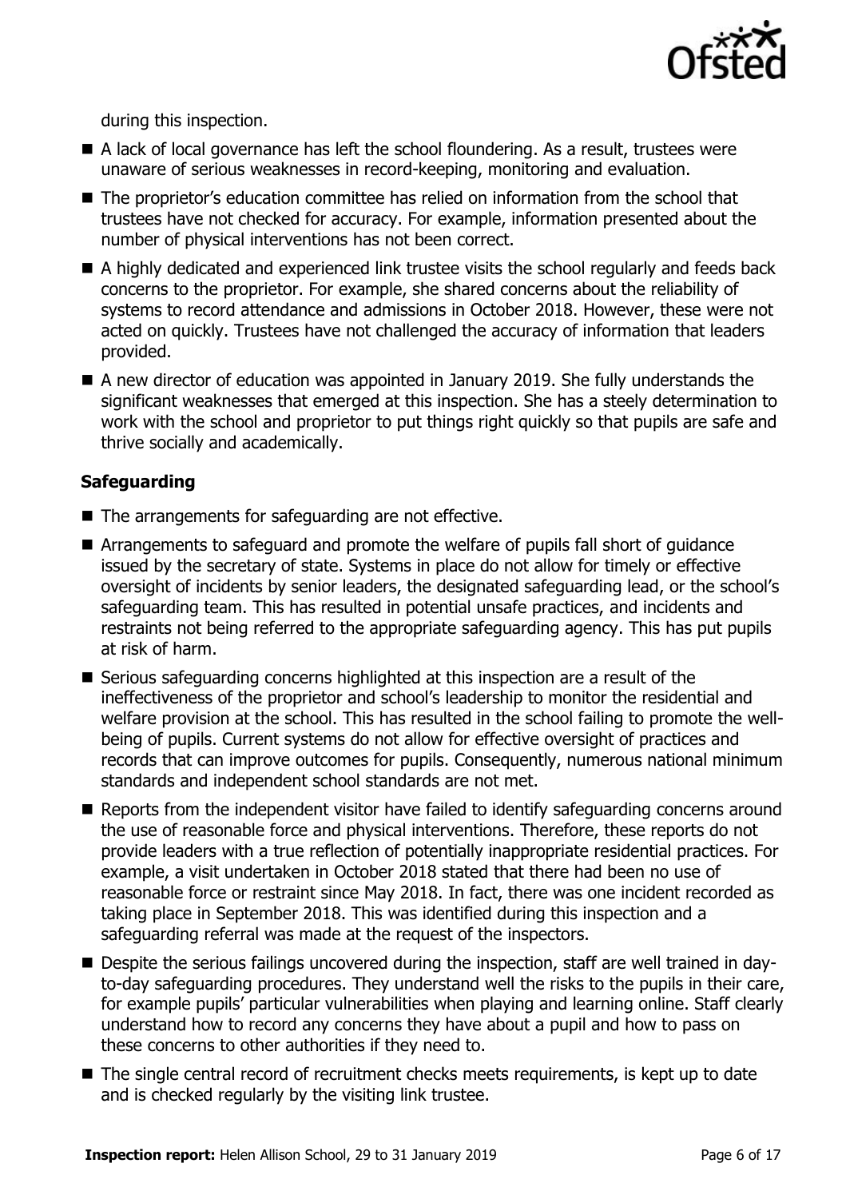during this inspection.

- A lack of local governance has left the school floundering. As a result, trustees were unaware of serious weaknesses in record-keeping, monitoring and evaluation.
- The proprietor's education committee has relied on information from the school that trustees have not checked for accuracy. For example, information presented about the number of physical interventions has not been correct.
- A highly dedicated and experienced link trustee visits the school regularly and feeds back concerns to the proprietor. For example, she shared concerns about the reliability of systems to record attendance and admissions in October 2018. However, these were not acted on quickly. Trustees have not challenged the accuracy of information that leaders provided.
- A new director of education was appointed in January 2019. She fully understands the significant weaknesses that emerged at this inspection. She has a steely determination to work with the school and proprietor to put things right quickly so that pupils are safe and thrive socially and academically.

### Safeguarding

- The arrangements for safeguarding are not effective.
- Arrangements to safeguard and promote the welfare of pupils fall short of guidance issued by the secretary of state. Systems in place do not allow for timely or effective oversight of incidents by senior leaders, the designated safeguarding lead, or the school's safeguarding team. This has resulted in potential unsafe practices, and incidents and restraints not being referred to the appropriate safeguarding agency. This has put pupils at risk of harm.
- Serious safeguarding concerns highlighted at this inspection are a result of the ineffectiveness of the proprietor and school's leadership to monitor the residential and welfare provision at the school. This has resulted in the school failing to promote the well-being of pupils. Current systems do not allow for effective oversight of practices and records that can improve outcomes for pupils. Consequently, numerous national minimum standards and independent school standards are not met.
- Reports from the independent visitor have failed to identify safeguarding concerns around the use of reasonable force and physical interventions. Therefore, these reports do not provide leaders with a true reflection of potentially inappropriate residential practices. For example, a visit undertaken in October 2018 stated that there had been no use of reasonable force or restraint since May 2018. In fact, there was one incident recorded as taking place in September 2018. This was identified during this inspection and a safeguarding referral was made at the request of the inspectors.
- Despite the serious failings uncovered during the inspection, staff are well trained in day-to-day safeguarding procedures. They understand well the risks to the pupils in their care, for example pupils' particular vulnerabilities when playing and learning online. Staff clearly understand how to record any concerns they have about a pupil and how to pass on these concerns to other authorities if they need to.
- The single central record of recruitment checks meets requirements, is kept up to date and is checked regularly by the visiting link trustee.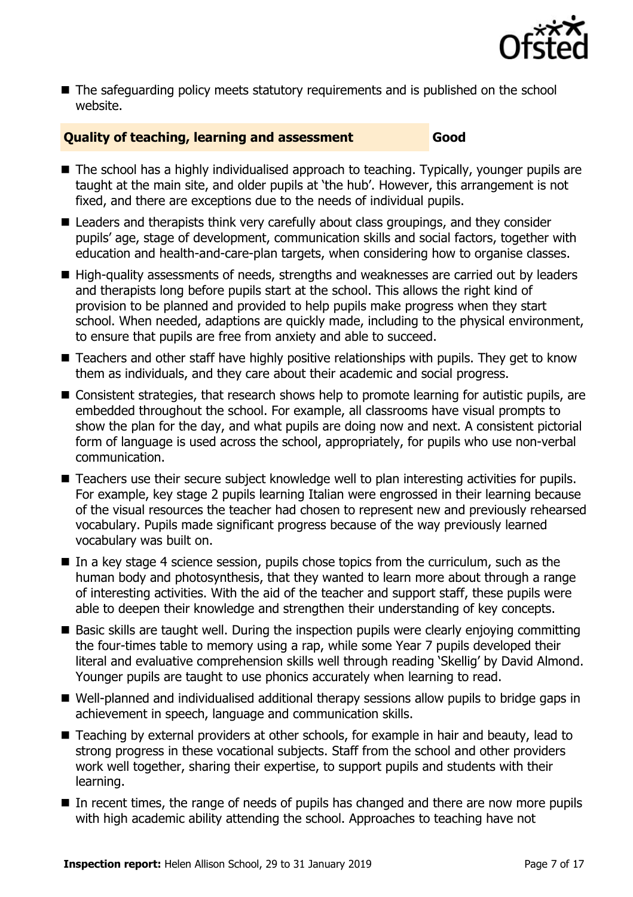- The safeguarding policy meets statutory requirements and is published on the school website.

### Quality of teaching, learning and assessment — Good

- The school has a highly individualised approach to teaching. Typically, younger pupils are taught at the main site, and older pupils at 'the hub'. However, this arrangement is not fixed, and there are exceptions due to the needs of individual pupils.
- Leaders and therapists think very carefully about class groupings, and they consider pupils' age, stage of development, communication skills and social factors, together with education and health-and-care-plan targets, when considering how to organise classes.
- High-quality assessments of needs, strengths and weaknesses are carried out by leaders and therapists long before pupils start at the school. This allows the right kind of provision to be planned and provided to help pupils make progress when they start school. When needed, adaptions are quickly made, including to the physical environment, to ensure that pupils are free from anxiety and able to succeed.
- Teachers and other staff have highly positive relationships with pupils. They get to know them as individuals, and they care about their academic and social progress.
- Consistent strategies, that research shows help to promote learning for autistic pupils, are embedded throughout the school. For example, all classrooms have visual prompts to show the plan for the day, and what pupils are doing now and next. A consistent pictorial form of language is used across the school, appropriately, for pupils who use non-verbal communication.
- Teachers use their secure subject knowledge well to plan interesting activities for pupils. For example, key stage 2 pupils learning Italian were engrossed in their learning because of the visual resources the teacher had chosen to represent new and previously rehearsed vocabulary. Pupils made significant progress because of the way previously learned vocabulary was built on.
- In a key stage 4 science session, pupils chose topics from the curriculum, such as the human body and photosynthesis, that they wanted to learn more about through a range of interesting activities. With the aid of the teacher and support staff, these pupils were able to deepen their knowledge and strengthen their understanding of key concepts.
- Basic skills are taught well. During the inspection pupils were clearly enjoying committing the four-times table to memory using a rap, while some Year 7 pupils developed their literal and evaluative comprehension skills well through reading 'Skellig' by David Almond. Younger pupils are taught to use phonics accurately when learning to read.
- Well-planned and individualised additional therapy sessions allow pupils to bridge gaps in achievement in speech, language and communication skills.
- Teaching by external providers at other schools, for example in hair and beauty, lead to strong progress in these vocational subjects. Staff from the school and other providers work well together, sharing their expertise, to support pupils and students with their learning.
- In recent times, the range of needs of pupils has changed and there are now more pupils with high academic ability attending the school. Approaches to teaching have not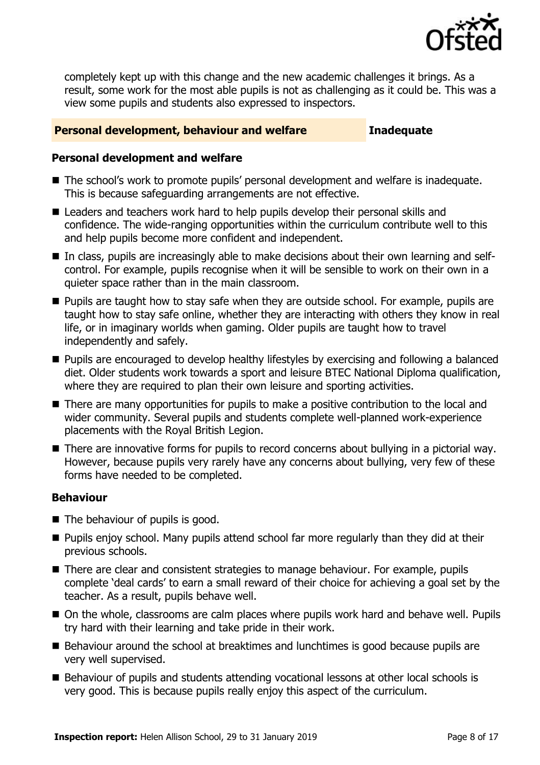completely kept up with this change and the new academic challenges it brings. As a result, some work for the most able pupils is not as challenging as it could be. This was a view some pupils and students also expressed to inspectors.

## Personal development, behaviour and welfare — Inadequate

### Personal development and welfare

- The school's work to promote pupils' personal development and welfare is inadequate. This is because safeguarding arrangements are not effective.
- Leaders and teachers work hard to help pupils develop their personal skills and confidence. The wide-ranging opportunities within the curriculum contribute well to this and help pupils become more confident and independent.
- In class, pupils are increasingly able to make decisions about their own learning and self-control. For example, pupils recognise when it will be sensible to work on their own in a quieter space rather than in the main classroom.
- Pupils are taught how to stay safe when they are outside school. For example, pupils are taught how to stay safe online, whether they are interacting with others they know in real life, or in imaginary worlds when gaming. Older pupils are taught how to travel independently and safely.
- Pupils are encouraged to develop healthy lifestyles by exercising and following a balanced diet. Older students work towards a sport and leisure BTEC National Diploma qualification, where they are required to plan their own leisure and sporting activities.
- There are many opportunities for pupils to make a positive contribution to the local and wider community. Several pupils and students complete well-planned work-experience placements with the Royal British Legion.
- There are innovative forms for pupils to record concerns about bullying in a pictorial way. However, because pupils very rarely have any concerns about bullying, very few of these forms have needed to be completed.

### Behaviour

- The behaviour of pupils is good.
- Pupils enjoy school. Many pupils attend school far more regularly than they did at their previous schools.
- There are clear and consistent strategies to manage behaviour. For example, pupils complete 'deal cards' to earn a small reward of their choice for achieving a goal set by the teacher. As a result, pupils behave well.
- On the whole, classrooms are calm places where pupils work hard and behave well. Pupils try hard with their learning and take pride in their work.
- Behaviour around the school at breaktimes and lunchtimes is good because pupils are very well supervised.
- Behaviour of pupils and students attending vocational lessons at other local schools is very good. This is because pupils really enjoy this aspect of the curriculum.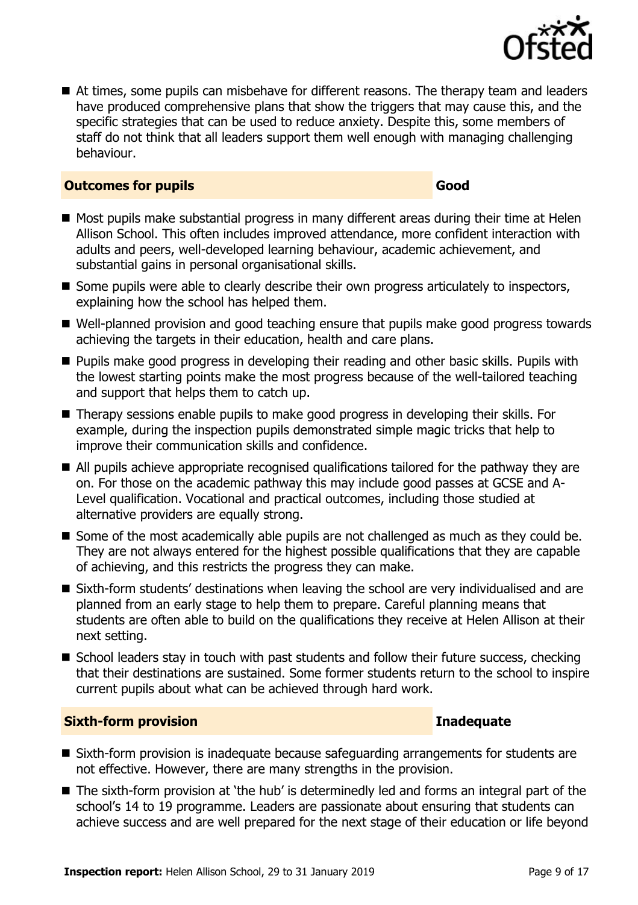- At times, some pupils can misbehave for different reasons. The therapy team and leaders have produced comprehensive plans that show the triggers that may cause this, and the specific strategies that can be used to reduce anxiety. Despite this, some members of staff do not think that all leaders support them well enough with managing challenging behaviour.

## Outcomes for pupils — Good

- Most pupils make substantial progress in many different areas during their time at Helen Allison School. This often includes improved attendance, more confident interaction with adults and peers, well-developed learning behaviour, academic achievement, and substantial gains in personal organisational skills.
- Some pupils were able to clearly describe their own progress articulately to inspectors, explaining how the school has helped them.
- Well-planned provision and good teaching ensure that pupils make good progress towards achieving the targets in their education, health and care plans.
- Pupils make good progress in developing their reading and other basic skills. Pupils with the lowest starting points make the most progress because of the well-tailored teaching and support that helps them to catch up.
- Therapy sessions enable pupils to make good progress in developing their skills. For example, during the inspection pupils demonstrated simple magic tricks that help to improve their communication skills and confidence.
- All pupils achieve appropriate recognised qualifications tailored for the pathway they are on. For those on the academic pathway this may include good passes at GCSE and A-Level qualification. Vocational and practical outcomes, including those studied at alternative providers are equally strong.
- Some of the most academically able pupils are not challenged as much as they could be. They are not always entered for the highest possible qualifications that they are capable of achieving, and this restricts the progress they can make.
- Sixth-form students' destinations when leaving the school are very individualised and are planned from an early stage to help them to prepare. Careful planning means that students are often able to build on the qualifications they receive at Helen Allison at their next setting.
- School leaders stay in touch with past students and follow their future success, checking that their destinations are sustained. Some former students return to the school to inspire current pupils about what can be achieved through hard work.

## Sixth-form provision — Inadequate

- Sixth-form provision is inadequate because safeguarding arrangements for students are not effective. However, there are many strengths in the provision.
- The sixth-form provision at 'the hub' is determinedly led and forms an integral part of the school's 14 to 19 programme. Leaders are passionate about ensuring that students can achieve success and are well prepared for the next stage of their education or life beyond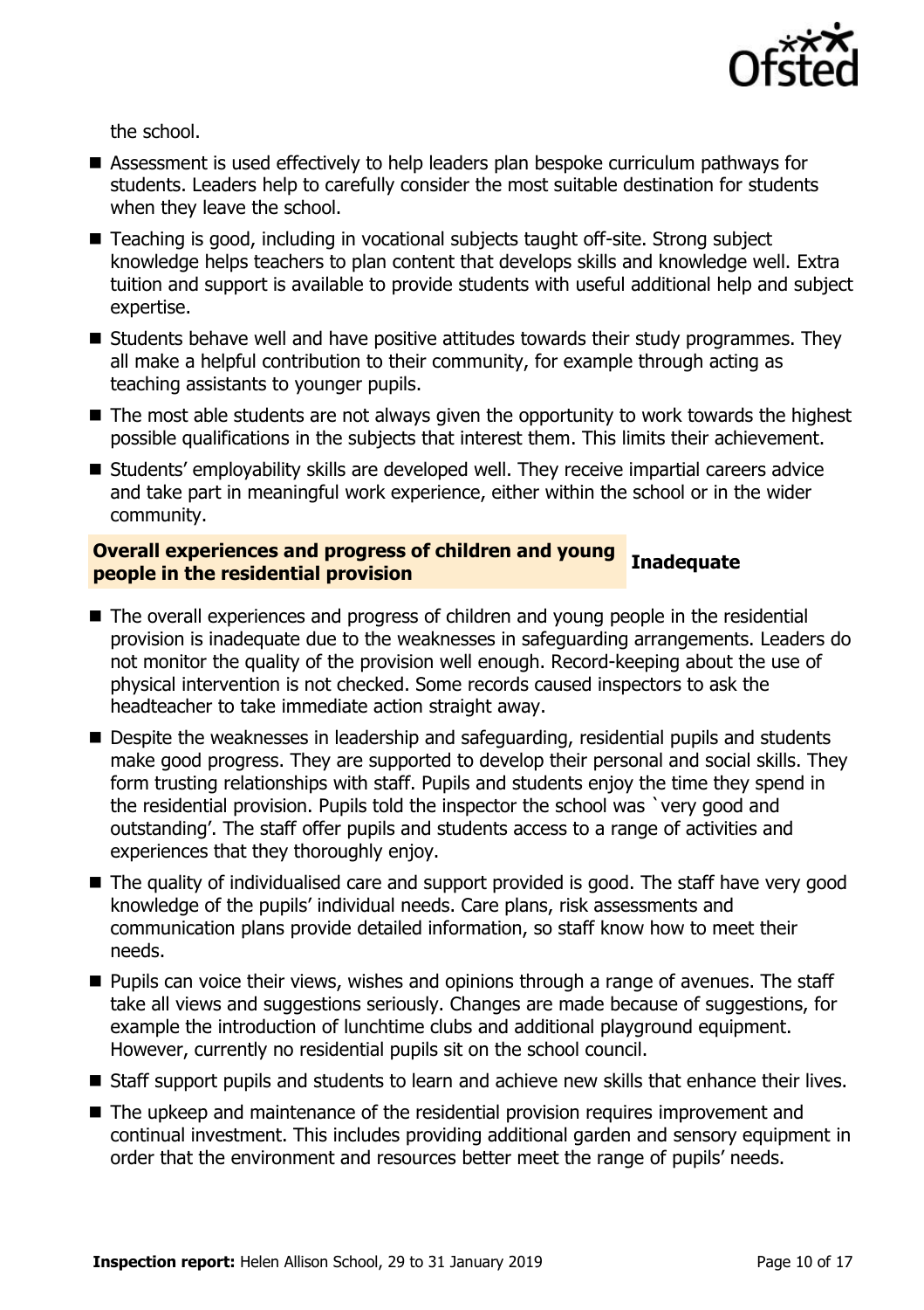the school.

- Assessment is used effectively to help leaders plan bespoke curriculum pathways for students. Leaders help to carefully consider the most suitable destination for students when they leave the school.
- Teaching is good, including in vocational subjects taught off-site. Strong subject knowledge helps teachers to plan content that develops skills and knowledge well. Extra tuition and support is available to provide students with useful additional help and subject expertise.
- Students behave well and have positive attitudes towards their study programmes. They all make a helpful contribution to their community, for example through acting as teaching assistants to younger pupils.
- The most able students are not always given the opportunity to work towards the highest possible qualifications in the subjects that interest them. This limits their achievement.
- Students' employability skills are developed well. They receive impartial careers advice and take part in meaningful work experience, either within the school or in the wider community.

| **Overall experiences and progress of children and young people in the residential provision** | **Inadequate** |
|---|---|

- The overall experiences and progress of children and young people in the residential provision is inadequate due to the weaknesses in safeguarding arrangements. Leaders do not monitor the quality of the provision well enough. Record-keeping about the use of physical intervention is not checked. Some records caused inspectors to ask the headteacher to take immediate action straight away.
- Despite the weaknesses in leadership and safeguarding, residential pupils and students make good progress. They are supported to develop their personal and social skills. They form trusting relationships with staff. Pupils and students enjoy the time they spend in the residential provision. Pupils told the inspector the school was `very good and outstanding'. The staff offer pupils and students access to a range of activities and experiences that they thoroughly enjoy.
- The quality of individualised care and support provided is good. The staff have very good knowledge of the pupils' individual needs. Care plans, risk assessments and communication plans provide detailed information, so staff know how to meet their needs.
- Pupils can voice their views, wishes and opinions through a range of avenues. The staff take all views and suggestions seriously. Changes are made because of suggestions, for example the introduction of lunchtime clubs and additional playground equipment. However, currently no residential pupils sit on the school council.
- Staff support pupils and students to learn and achieve new skills that enhance their lives.
- The upkeep and maintenance of the residential provision requires improvement and continual investment. This includes providing additional garden and sensory equipment in order that the environment and resources better meet the range of pupils' needs.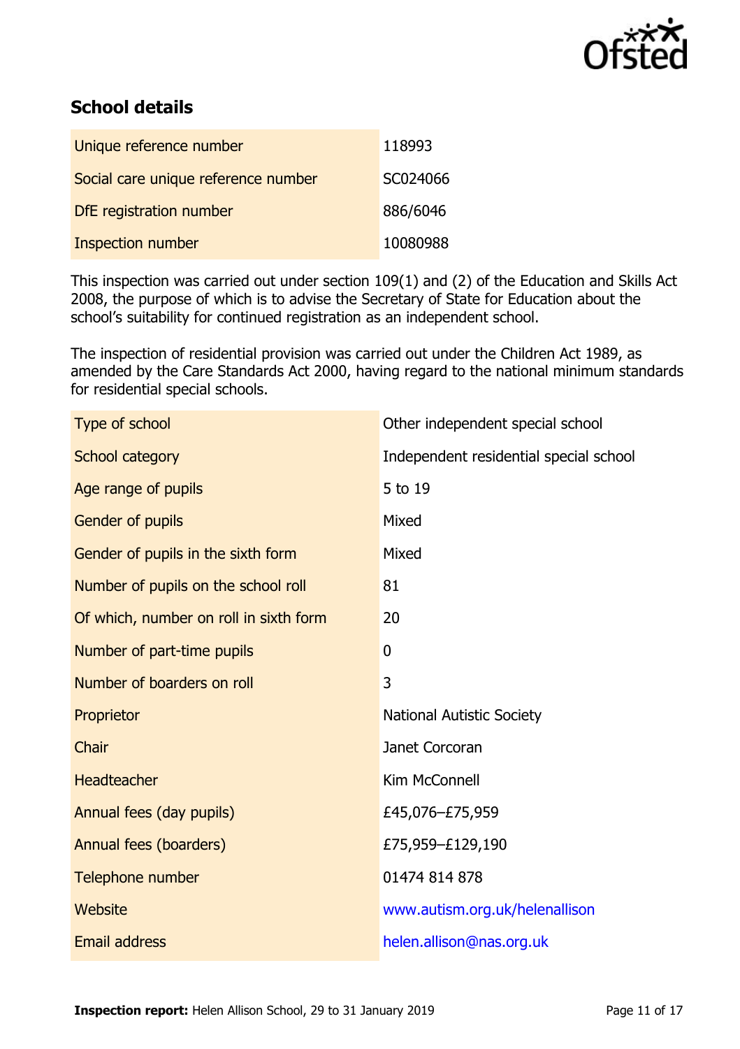## School details

| | |
|---|---|
| Unique reference number | 118993 |
| Social care unique reference number | SC024066 |
| DfE registration number | 886/6046 |
| Inspection number | 10080988 |

This inspection was carried out under section 109(1) and (2) of the Education and Skills Act 2008, the purpose of which is to advise the Secretary of State for Education about the school's suitability for continued registration as an independent school.

The inspection of residential provision was carried out under the Children Act 1989, as amended by the Care Standards Act 2000, having regard to the national minimum standards for residential special schools.

| | |
|---|---|
| Type of school | Other independent special school |
| School category | Independent residential special school |
| Age range of pupils | 5 to 19 |
| Gender of pupils | Mixed |
| Gender of pupils in the sixth form | Mixed |
| Number of pupils on the school roll | 81 |
| Of which, number on roll in sixth form | 20 |
| Number of part-time pupils | 0 |
| Number of boarders on roll | 3 |
| Proprietor | National Autistic Society |
| Chair | Janet Corcoran |
| Headteacher | Kim McConnell |
| Annual fees (day pupils) | £45,076–£75,959 |
| Annual fees (boarders) | £75,959–£129,190 |
| Telephone number | 01474 814 878 |
| Website | www.autism.org.uk/helenallison |
| Email address | helen.allison@nas.org.uk |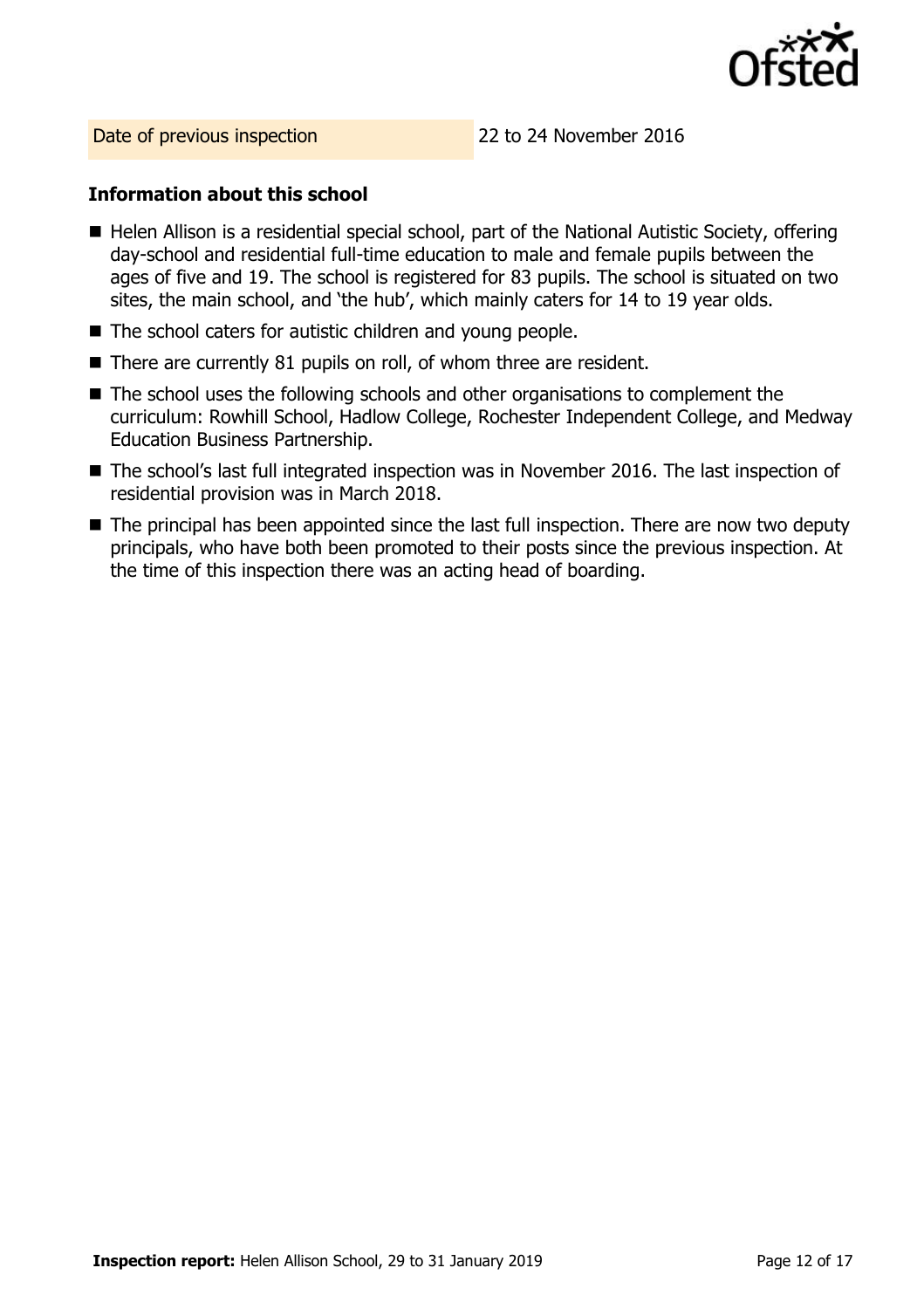| Date of previous inspection | 22 to 24 November 2016 |
| --- | --- |

### Information about this school

- Helen Allison is a residential special school, part of the National Autistic Society, offering day-school and residential full-time education to male and female pupils between the ages of five and 19. The school is registered for 83 pupils. The school is situated on two sites, the main school, and 'the hub', which mainly caters for 14 to 19 year olds.
- The school caters for autistic children and young people.
- There are currently 81 pupils on roll, of whom three are resident.
- The school uses the following schools and other organisations to complement the curriculum: Rowhill School, Hadlow College, Rochester Independent College, and Medway Education Business Partnership.
- The school's last full integrated inspection was in November 2016. The last inspection of residential provision was in March 2018.
- The principal has been appointed since the last full inspection. There are now two deputy principals, who have both been promoted to their posts since the previous inspection. At the time of this inspection there was an acting head of boarding.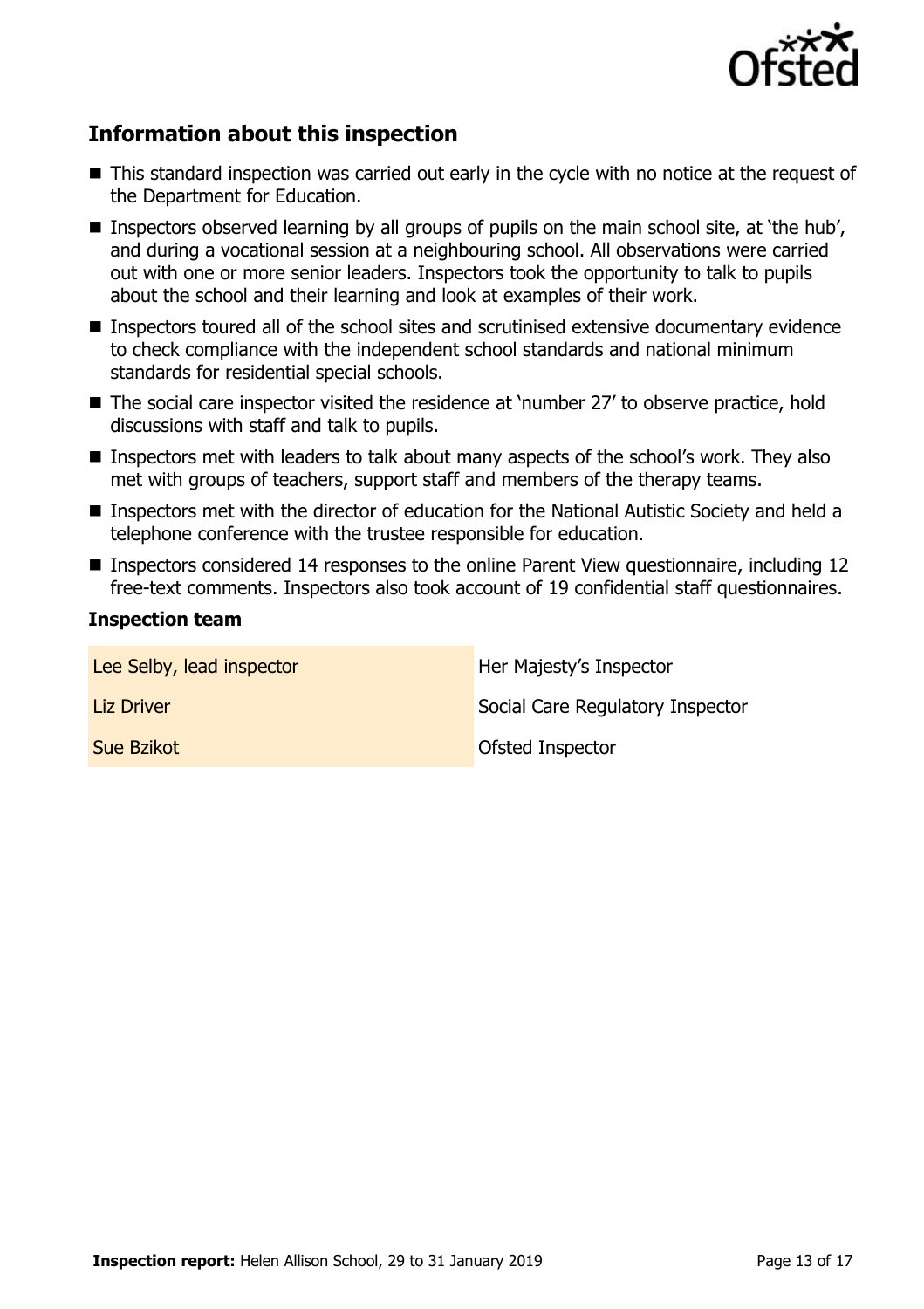## Information about this inspection

- This standard inspection was carried out early in the cycle with no notice at the request of the Department for Education.
- Inspectors observed learning by all groups of pupils on the main school site, at 'the hub', and during a vocational session at a neighbouring school. All observations were carried out with one or more senior leaders. Inspectors took the opportunity to talk to pupils about the school and their learning and look at examples of their work.
- Inspectors toured all of the school sites and scrutinised extensive documentary evidence to check compliance with the independent school standards and national minimum standards for residential special schools.
- The social care inspector visited the residence at 'number 27' to observe practice, hold discussions with staff and talk to pupils.
- Inspectors met with leaders to talk about many aspects of the school's work. They also met with groups of teachers, support staff and members of the therapy teams.
- Inspectors met with the director of education for the National Autistic Society and held a telephone conference with the trustee responsible for education.
- Inspectors considered 14 responses to the online Parent View questionnaire, including 12 free-text comments. Inspectors also took account of 19 confidential staff questionnaires.

### Inspection team

| | |
|---|---|
| Lee Selby, lead inspector | Her Majesty's Inspector |
| Liz Driver | Social Care Regulatory Inspector |
| Sue Bzikot | Ofsted Inspector |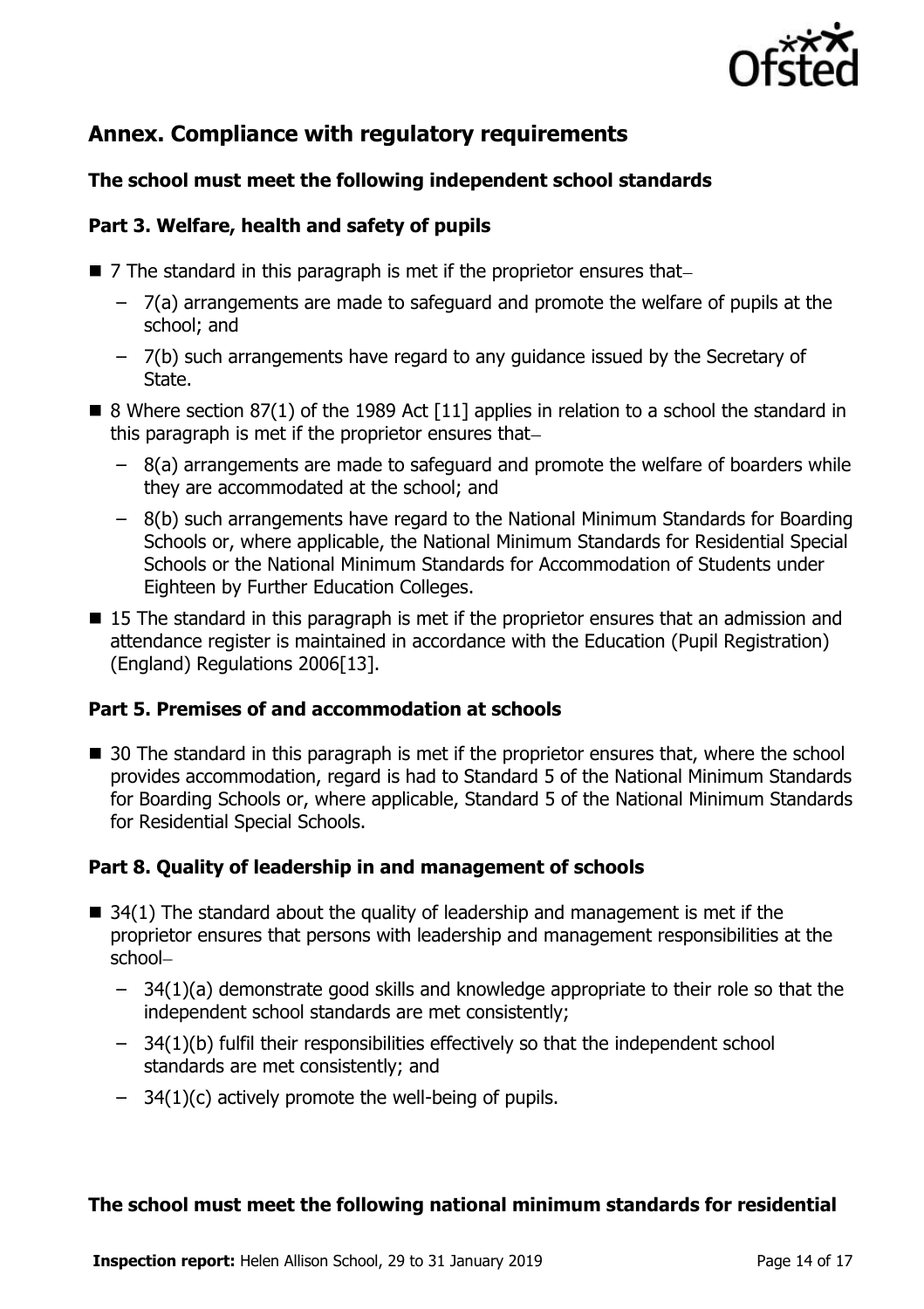## Annex. Compliance with regulatory requirements

### The school must meet the following independent school standards

### Part 3. Welfare, health and safety of pupils

- 7 The standard in this paragraph is met if the proprietor ensures that–
  - 7(a) arrangements are made to safeguard and promote the welfare of pupils at the school; and
  - 7(b) such arrangements have regard to any guidance issued by the Secretary of State.
- 8 Where section 87(1) of the 1989 Act [11] applies in relation to a school the standard in this paragraph is met if the proprietor ensures that–
  - 8(a) arrangements are made to safeguard and promote the welfare of boarders while they are accommodated at the school; and
  - 8(b) such arrangements have regard to the National Minimum Standards for Boarding Schools or, where applicable, the National Minimum Standards for Residential Special Schools or the National Minimum Standards for Accommodation of Students under Eighteen by Further Education Colleges.
- 15 The standard in this paragraph is met if the proprietor ensures that an admission and attendance register is maintained in accordance with the Education (Pupil Registration) (England) Regulations 2006[13].

### Part 5. Premises of and accommodation at schools

- 30 The standard in this paragraph is met if the proprietor ensures that, where the school provides accommodation, regard is had to Standard 5 of the National Minimum Standards for Boarding Schools or, where applicable, Standard 5 of the National Minimum Standards for Residential Special Schools.

### Part 8. Quality of leadership in and management of schools

- 34(1) The standard about the quality of leadership and management is met if the proprietor ensures that persons with leadership and management responsibilities at the school–
  - 34(1)(a) demonstrate good skills and knowledge appropriate to their role so that the independent school standards are met consistently;
  - 34(1)(b) fulfil their responsibilities effectively so that the independent school standards are met consistently; and
  - 34(1)(c) actively promote the well-being of pupils.

### The school must meet the following national minimum standards for residential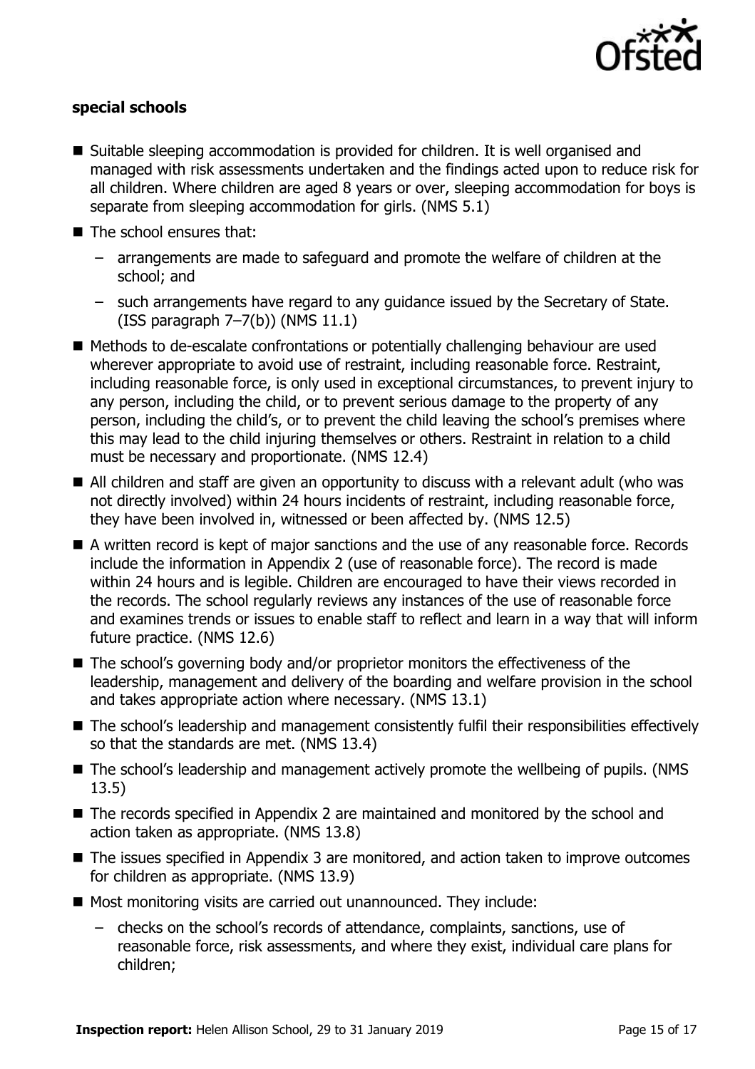**special schools**

- Suitable sleeping accommodation is provided for children. It is well organised and managed with risk assessments undertaken and the findings acted upon to reduce risk for all children. Where children are aged 8 years or over, sleeping accommodation for boys is separate from sleeping accommodation for girls. (NMS 5.1)
- The school ensures that:
  - arrangements are made to safeguard and promote the welfare of children at the school; and
  - such arrangements have regard to any guidance issued by the Secretary of State. (ISS paragraph 7–7(b)) (NMS 11.1)
- Methods to de-escalate confrontations or potentially challenging behaviour are used wherever appropriate to avoid use of restraint, including reasonable force. Restraint, including reasonable force, is only used in exceptional circumstances, to prevent injury to any person, including the child, or to prevent serious damage to the property of any person, including the child's, or to prevent the child leaving the school's premises where this may lead to the child injuring themselves or others. Restraint in relation to a child must be necessary and proportionate. (NMS 12.4)
- All children and staff are given an opportunity to discuss with a relevant adult (who was not directly involved) within 24 hours incidents of restraint, including reasonable force, they have been involved in, witnessed or been affected by. (NMS 12.5)
- A written record is kept of major sanctions and the use of any reasonable force. Records include the information in Appendix 2 (use of reasonable force). The record is made within 24 hours and is legible. Children are encouraged to have their views recorded in the records. The school regularly reviews any instances of the use of reasonable force and examines trends or issues to enable staff to reflect and learn in a way that will inform future practice. (NMS 12.6)
- The school's governing body and/or proprietor monitors the effectiveness of the leadership, management and delivery of the boarding and welfare provision in the school and takes appropriate action where necessary. (NMS 13.1)
- The school's leadership and management consistently fulfil their responsibilities effectively so that the standards are met. (NMS 13.4)
- The school's leadership and management actively promote the wellbeing of pupils. (NMS 13.5)
- The records specified in Appendix 2 are maintained and monitored by the school and action taken as appropriate. (NMS 13.8)
- The issues specified in Appendix 3 are monitored, and action taken to improve outcomes for children as appropriate. (NMS 13.9)
- Most monitoring visits are carried out unannounced. They include:
  - checks on the school's records of attendance, complaints, sanctions, use of reasonable force, risk assessments, and where they exist, individual care plans for children;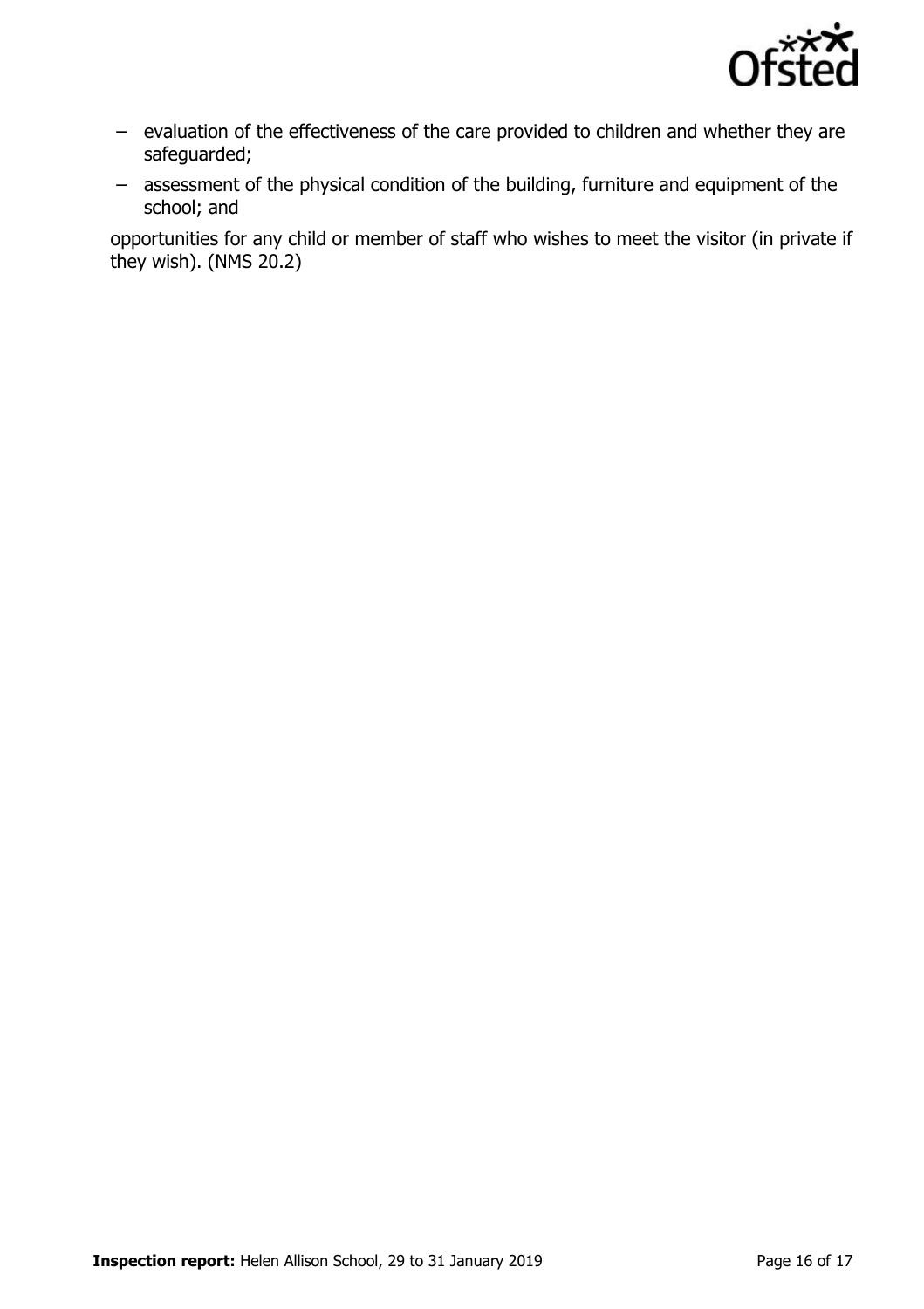- evaluation of the effectiveness of the care provided to children and whether they are safeguarded;
- assessment of the physical condition of the building, furniture and equipment of the school; and

opportunities for any child or member of staff who wishes to meet the visitor (in private if they wish). (NMS 20.2)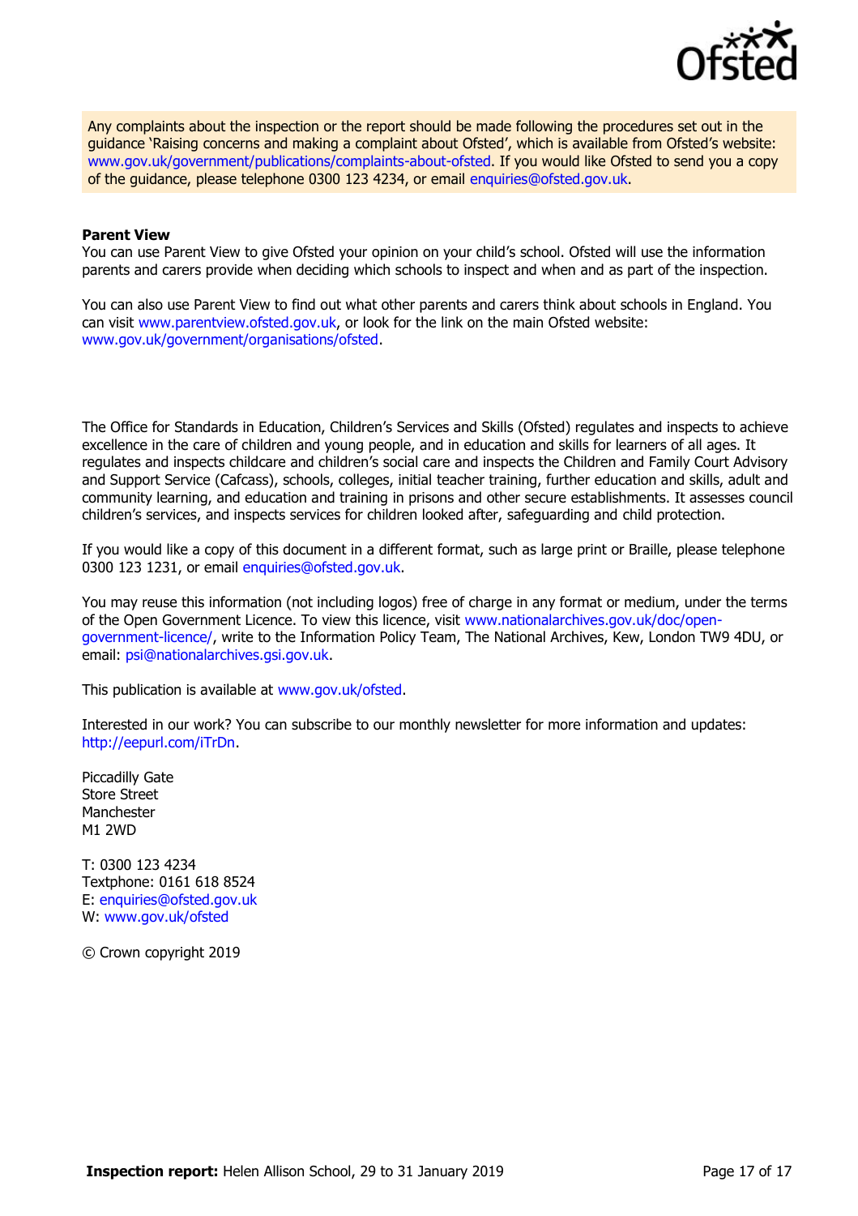Any complaints about the inspection or the report should be made following the procedures set out in the guidance 'Raising concerns and making a complaint about Ofsted', which is available from Ofsted's website: www.gov.uk/government/publications/complaints-about-ofsted. If you would like Ofsted to send you a copy of the guidance, please telephone 0300 123 4234, or email enquiries@ofsted.gov.uk.

**Parent View**

You can use Parent View to give Ofsted your opinion on your child's school. Ofsted will use the information parents and carers provide when deciding which schools to inspect and when and as part of the inspection.

You can also use Parent View to find out what other parents and carers think about schools in England. You can visit www.parentview.ofsted.gov.uk, or look for the link on the main Ofsted website: www.gov.uk/government/organisations/ofsted.

The Office for Standards in Education, Children's Services and Skills (Ofsted) regulates and inspects to achieve excellence in the care of children and young people, and in education and skills for learners of all ages. It regulates and inspects childcare and children's social care and inspects the Children and Family Court Advisory and Support Service (Cafcass), schools, colleges, initial teacher training, further education and skills, adult and community learning, and education and training in prisons and other secure establishments. It assesses council children's services, and inspects services for children looked after, safeguarding and child protection.

If you would like a copy of this document in a different format, such as large print or Braille, please telephone 0300 123 1231, or email enquiries@ofsted.gov.uk.

You may reuse this information (not including logos) free of charge in any format or medium, under the terms of the Open Government Licence. To view this licence, visit www.nationalarchives.gov.uk/doc/open-government-licence/, write to the Information Policy Team, The National Archives, Kew, London TW9 4DU, or email: psi@nationalarchives.gsi.gov.uk.

This publication is available at www.gov.uk/ofsted.

Interested in our work? You can subscribe to our monthly newsletter for more information and updates: http://eepurl.com/iTrDn.

Piccadilly Gate
Store Street
Manchester
M1 2WD

T: 0300 123 4234
Textphone: 0161 618 8524
E: enquiries@ofsted.gov.uk
W: www.gov.uk/ofsted

© Crown copyright 2019